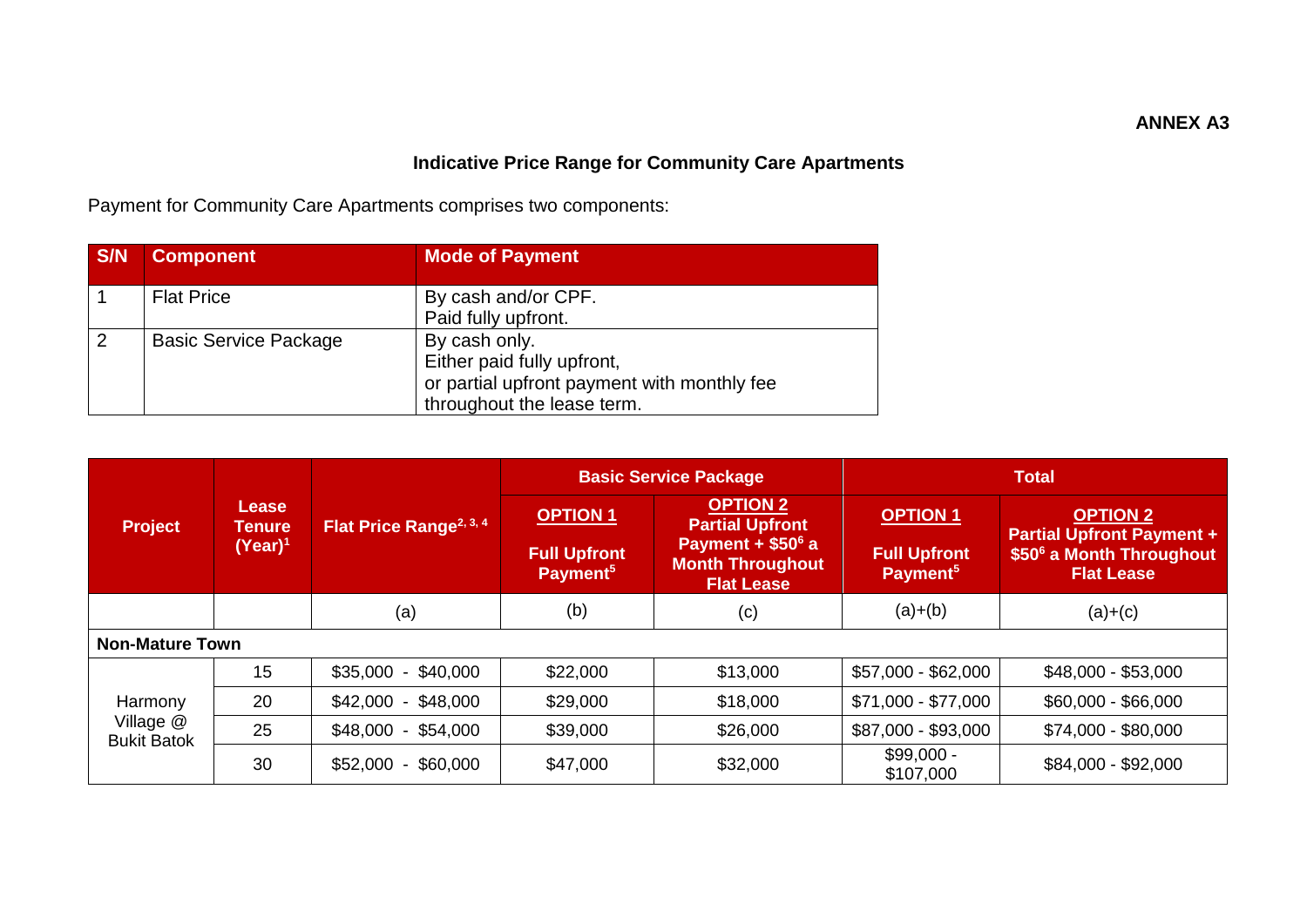**ANNEX A3**

## Indicative Price Range for Community Care Apartments

Payment for Community Care Apartments comprises two components:

| S/N | Component | Mode of Payment |
|---|---|---|
| 1 | Flat Price | By cash and/or CPF.<br>Paid fully upfront. |
| 2 | Basic Service Package | By cash only.<br>Either paid fully upfront,<br>or partial upfront payment with monthly fee throughout the lease term. |

| Project | Lease Tenure (Year)[1] | Flat Price Range[2, 3, 4] | Basic Service Package | | Total | |
|---|---|---|---|---|---|---|
| | | | OPTION 1 Full Upfront Payment[5] | OPTION 2 Partial Upfront Payment + $50[6] a Month Throughout Flat Lease | OPTION 1 Full Upfront Payment[5] | OPTION 2 Partial Upfront Payment + $50[6] a Month Throughout Flat Lease |
| | | (a) | (b) | (c) | (a)+(b) | (a)+(c) |
| **Non-Mature Town** | | | | | | |
| Harmony Village @ Bukit Batok | 15 | $35,000 - $40,000 | $22,000 | $13,000 | $57,000 - $62,000 | $48,000 - $53,000 |
| | 20 | $42,000 - $48,000 | $29,000 | $18,000 | $71,000 - $77,000 | $60,000 - $66,000 |
| | 25 | $48,000 - $54,000 | $39,000 | $26,000 | $87,000 - $93,000 | $74,000 - $80,000 |
| | 30 | $52,000 - $60,000 | $47,000 | $32,000 | $99,000 - $107,000 | $84,000 - $92,000 |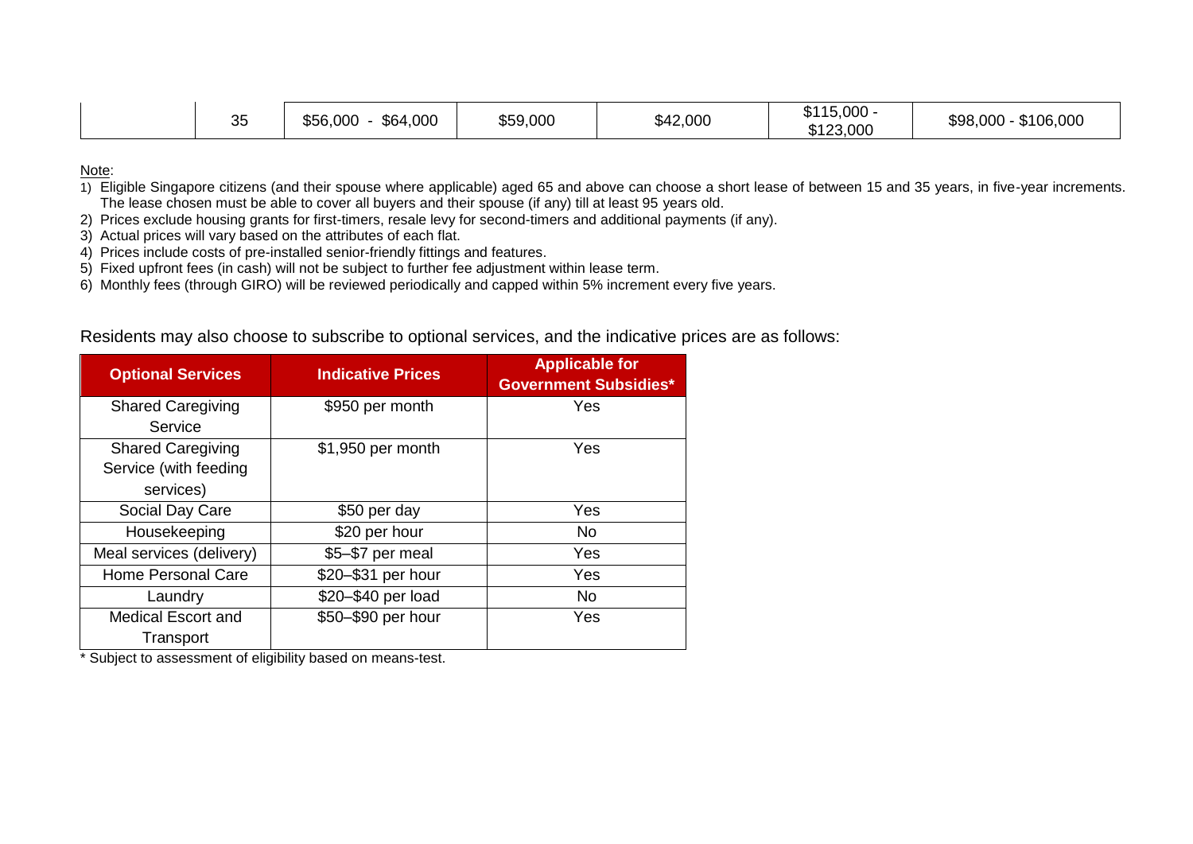| | | | | | | |
|---|---|---|---|---|---|---|
| | 35 | $56,000 - $64,000 | $59,000 | $42,000 | $115,000 - $123,000 | $98,000 - $106,000 |

Note:

1) Eligible Singapore citizens (and their spouse where applicable) aged 65 and above can choose a short lease of between 15 and 35 years, in five-year increments. The lease chosen must be able to cover all buyers and their spouse (if any) till at least 95 years old.
2) Prices exclude housing grants for first-timers, resale levy for second-timers and additional payments (if any).
3) Actual prices will vary based on the attributes of each flat.
4) Prices include costs of pre-installed senior-friendly fittings and features.
5) Fixed upfront fees (in cash) will not be subject to further fee adjustment within lease term.
6) Monthly fees (through GIRO) will be reviewed periodically and capped within 5% increment every five years.

Residents may also choose to subscribe to optional services, and the indicative prices are as follows:

| Optional Services | Indicative Prices | Applicable for Government Subsidies* |
|---|---|---|
| Shared Caregiving Service | $950 per month | Yes |
| Shared Caregiving Service (with feeding services) | $1,950 per month | Yes |
| Social Day Care | $50 per day | Yes |
| Housekeeping | $20 per hour | No |
| Meal services (delivery) | $5–$7 per meal | Yes |
| Home Personal Care | $20–$31 per hour | Yes |
| Laundry | $20–$40 per load | No |
| Medical Escort and Transport | $50–$90 per hour | Yes |

* Subject to assessment of eligibility based on means-test.